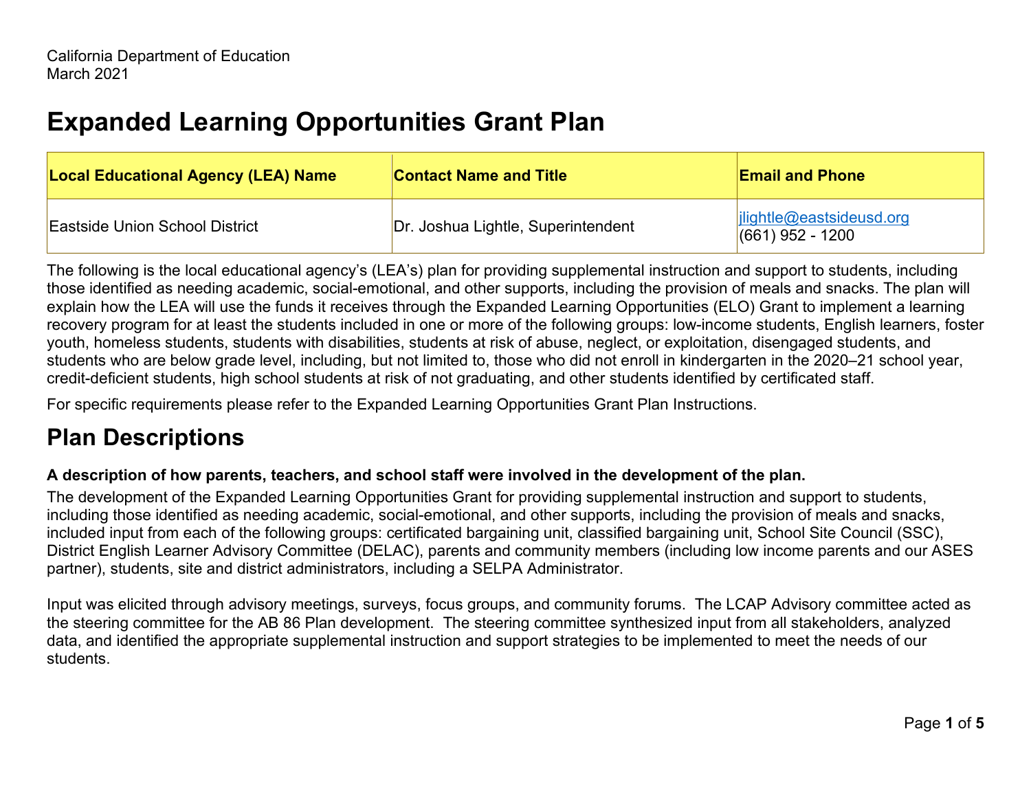California Department of Education
March 2021

# Expanded Learning Opportunities Grant Plan

| Local Educational Agency (LEA) Name | Contact Name and Title | Email and Phone |
|---|---|---|
| Eastside Union School District | Dr. Joshua Lightle, Superintendent | jlightle@eastsideusd.org<br>(661) 952 - 1200 |

The following is the local educational agency's (LEA's) plan for providing supplemental instruction and support to students, including those identified as needing academic, social-emotional, and other supports, including the provision of meals and snacks. The plan will explain how the LEA will use the funds it receives through the Expanded Learning Opportunities (ELO) Grant to implement a learning recovery program for at least the students included in one or more of the following groups: low-income students, English learners, foster youth, homeless students, students with disabilities, students at risk of abuse, neglect, or exploitation, disengaged students, and students who are below grade level, including, but not limited to, those who did not enroll in kindergarten in the 2020–21 school year, credit-deficient students, high school students at risk of not graduating, and other students identified by certificated staff.

For specific requirements please refer to the Expanded Learning Opportunities Grant Plan Instructions.

## Plan Descriptions

**A description of how parents, teachers, and school staff were involved in the development of the plan.**

The development of the Expanded Learning Opportunities Grant for providing supplemental instruction and support to students, including those identified as needing academic, social-emotional, and other supports, including the provision of meals and snacks, included input from each of the following groups: certificated bargaining unit, classified bargaining unit, School Site Council (SSC), District English Learner Advisory Committee (DELAC), parents and community members (including low income parents and our ASES partner), students, site and district administrators, including a SELPA Administrator.

Input was elicited through advisory meetings, surveys, focus groups, and community forums. The LCAP Advisory committee acted as the steering committee for the AB 86 Plan development. The steering committee synthesized input from all stakeholders, analyzed data, and identified the appropriate supplemental instruction and support strategies to be implemented to meet the needs of our students.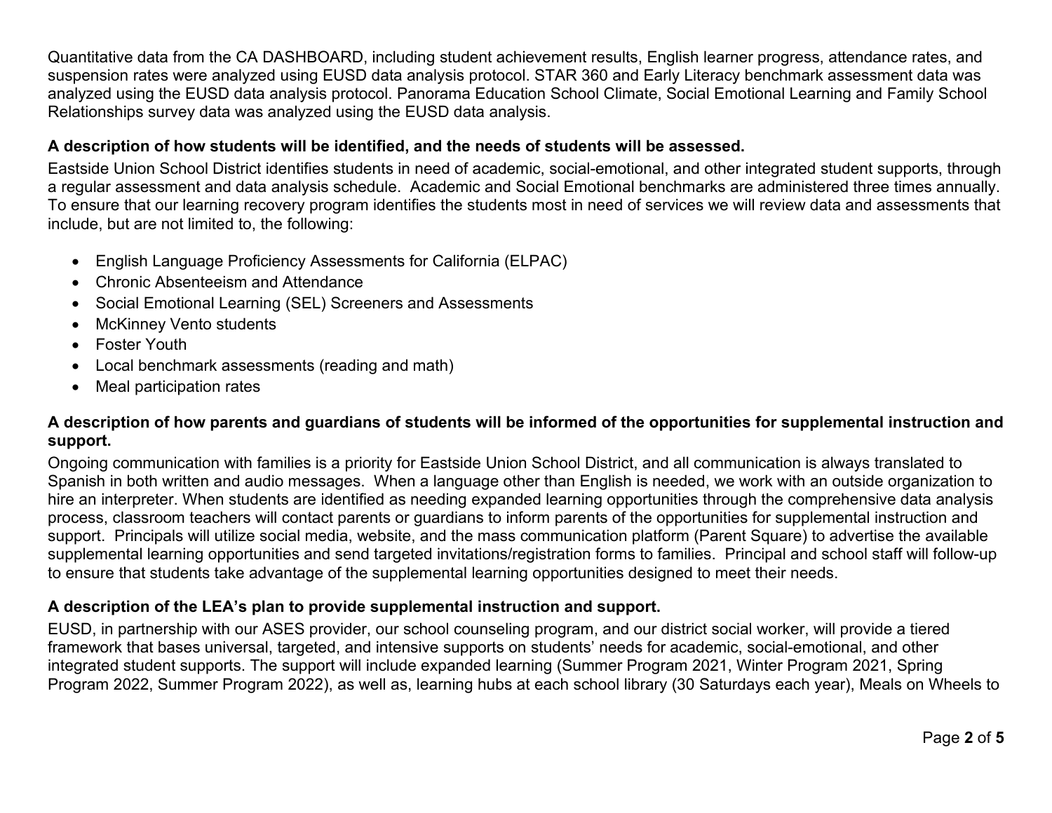Quantitative data from the CA DASHBOARD, including student achievement results, English learner progress, attendance rates, and suspension rates were analyzed using EUSD data analysis protocol. STAR 360 and Early Literacy benchmark assessment data was analyzed using the EUSD data analysis protocol. Panorama Education School Climate, Social Emotional Learning and Family School Relationships survey data was analyzed using the EUSD data analysis.

**A description of how students will be identified, and the needs of students will be assessed.**

Eastside Union School District identifies students in need of academic, social-emotional, and other integrated student supports, through a regular assessment and data analysis schedule. Academic and Social Emotional benchmarks are administered three times annually. To ensure that our learning recovery program identifies the students most in need of services we will review data and assessments that include, but are not limited to, the following:

- English Language Proficiency Assessments for California (ELPAC)
- Chronic Absenteeism and Attendance
- Social Emotional Learning (SEL) Screeners and Assessments
- McKinney Vento students
- Foster Youth
- Local benchmark assessments (reading and math)
- Meal participation rates

**A description of how parents and guardians of students will be informed of the opportunities for supplemental instruction and support.**

Ongoing communication with families is a priority for Eastside Union School District, and all communication is always translated to Spanish in both written and audio messages. When a language other than English is needed, we work with an outside organization to hire an interpreter. When students are identified as needing expanded learning opportunities through the comprehensive data analysis process, classroom teachers will contact parents or guardians to inform parents of the opportunities for supplemental instruction and support. Principals will utilize social media, website, and the mass communication platform (Parent Square) to advertise the available supplemental learning opportunities and send targeted invitations/registration forms to families. Principal and school staff will follow-up to ensure that students take advantage of the supplemental learning opportunities designed to meet their needs.

**A description of the LEA's plan to provide supplemental instruction and support.**

EUSD, in partnership with our ASES provider, our school counseling program, and our district social worker, will provide a tiered framework that bases universal, targeted, and intensive supports on students' needs for academic, social-emotional, and other integrated student supports. The support will include expanded learning (Summer Program 2021, Winter Program 2021, Spring Program 2022, Summer Program 2022), as well as, learning hubs at each school library (30 Saturdays each year), Meals on Wheels to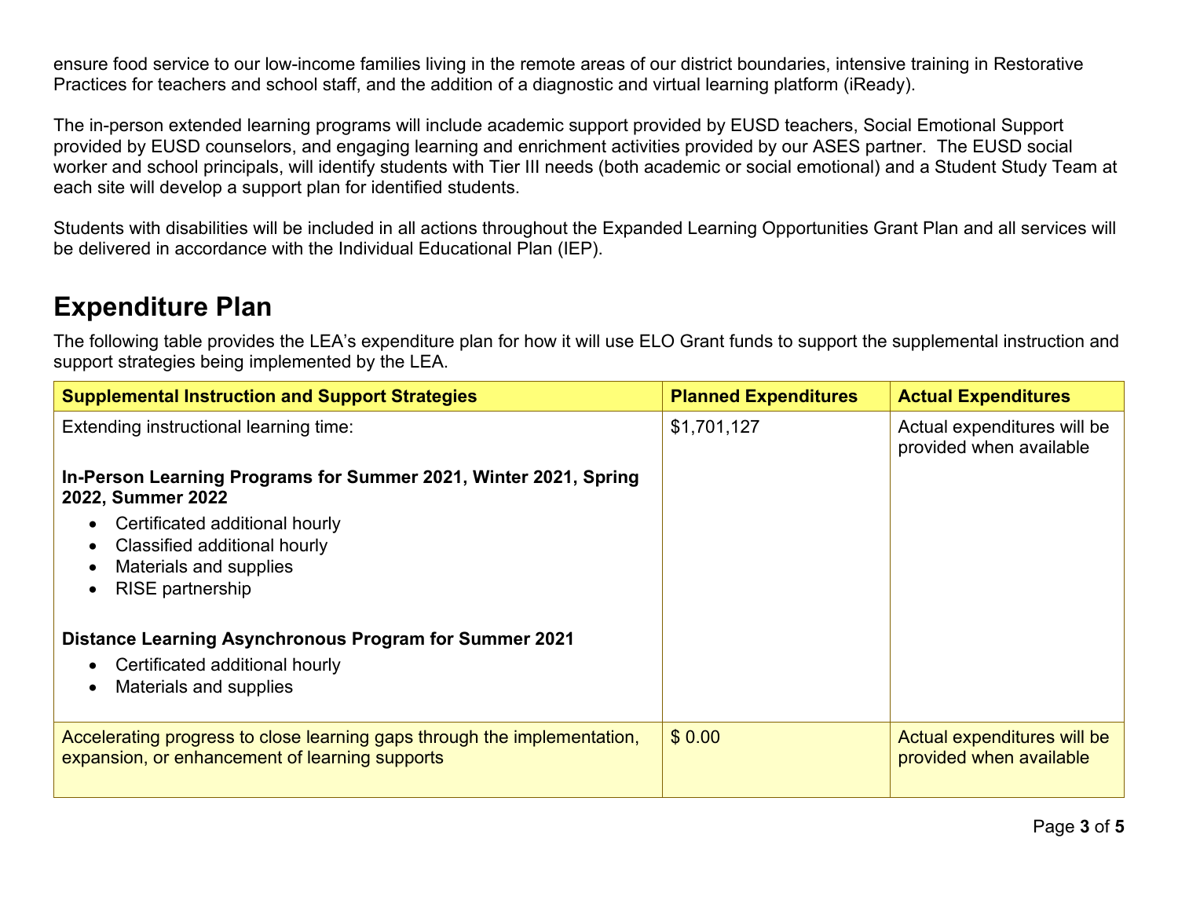ensure food service to our low-income families living in the remote areas of our district boundaries, intensive training in Restorative Practices for teachers and school staff, and the addition of a diagnostic and virtual learning platform (iReady).

The in-person extended learning programs will include academic support provided by EUSD teachers, Social Emotional Support provided by EUSD counselors, and engaging learning and enrichment activities provided by our ASES partner. The EUSD social worker and school principals, will identify students with Tier III needs (both academic or social emotional) and a Student Study Team at each site will develop a support plan for identified students.

Students with disabilities will be included in all actions throughout the Expanded Learning Opportunities Grant Plan and all services will be delivered in accordance with the Individual Educational Plan (IEP).

# Expenditure Plan

The following table provides the LEA's expenditure plan for how it will use ELO Grant funds to support the supplemental instruction and support strategies being implemented by the LEA.

| Supplemental Instruction and Support Strategies | Planned Expenditures | Actual Expenditures |
|---|---|---|
| Extending instructional learning time:<br><br>**In-Person Learning Programs for Summer 2021, Winter 2021, Spring 2022, Summer 2022**<br>• Certificated additional hourly<br>• Classified additional hourly<br>• Materials and supplies<br>• RISE partnership<br><br>**Distance Learning Asynchronous Program for Summer 2021**<br>• Certificated additional hourly<br>• Materials and supplies | $1,701,127 | Actual expenditures will be provided when available |
| Accelerating progress to close learning gaps through the implementation, expansion, or enhancement of learning supports | $ 0.00 | Actual expenditures will be provided when available |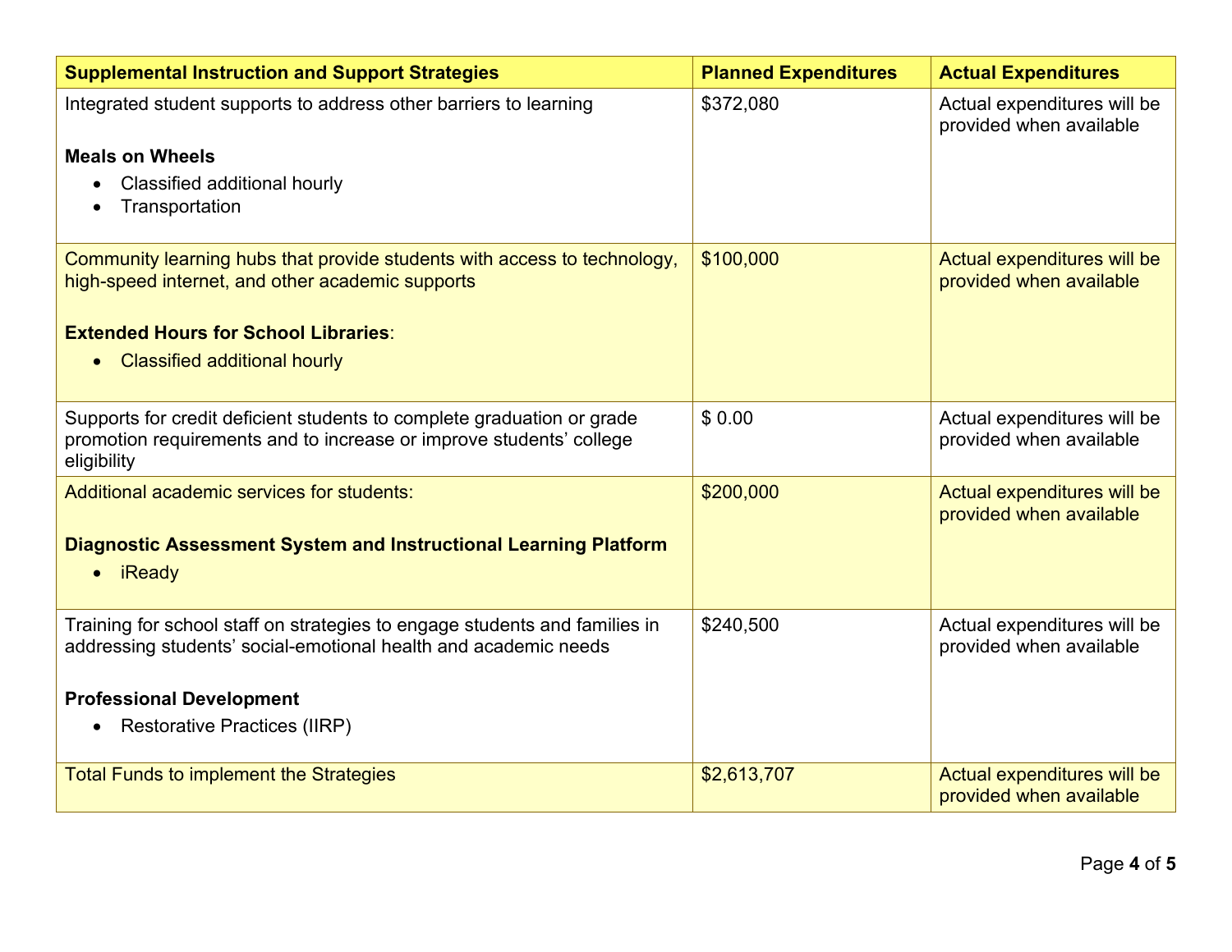| Supplemental Instruction and Support Strategies | Planned Expenditures | Actual Expenditures |
|---|---|---|
| Integrated student supports to address other barriers to learning<br><br>**Meals on Wheels**<br>• Classified additional hourly<br>• Transportation | $372,080 | Actual expenditures will be provided when available |
| Community learning hubs that provide students with access to technology, high-speed internet, and other academic supports<br><br>**Extended Hours for School Libraries**:<br>• Classified additional hourly | $100,000 | Actual expenditures will be provided when available |
| Supports for credit deficient students to complete graduation or grade promotion requirements and to increase or improve students' college eligibility | $ 0.00 | Actual expenditures will be provided when available |
| Additional academic services for students:<br><br>**Diagnostic Assessment System and Instructional Learning Platform**<br>• iReady | $200,000 | Actual expenditures will be provided when available |
| Training for school staff on strategies to engage students and families in addressing students' social-emotional health and academic needs<br><br>**Professional Development**<br>• Restorative Practices (IIRP) | $240,500 | Actual expenditures will be provided when available |
| Total Funds to implement the Strategies | $2,613,707 | Actual expenditures will be provided when available |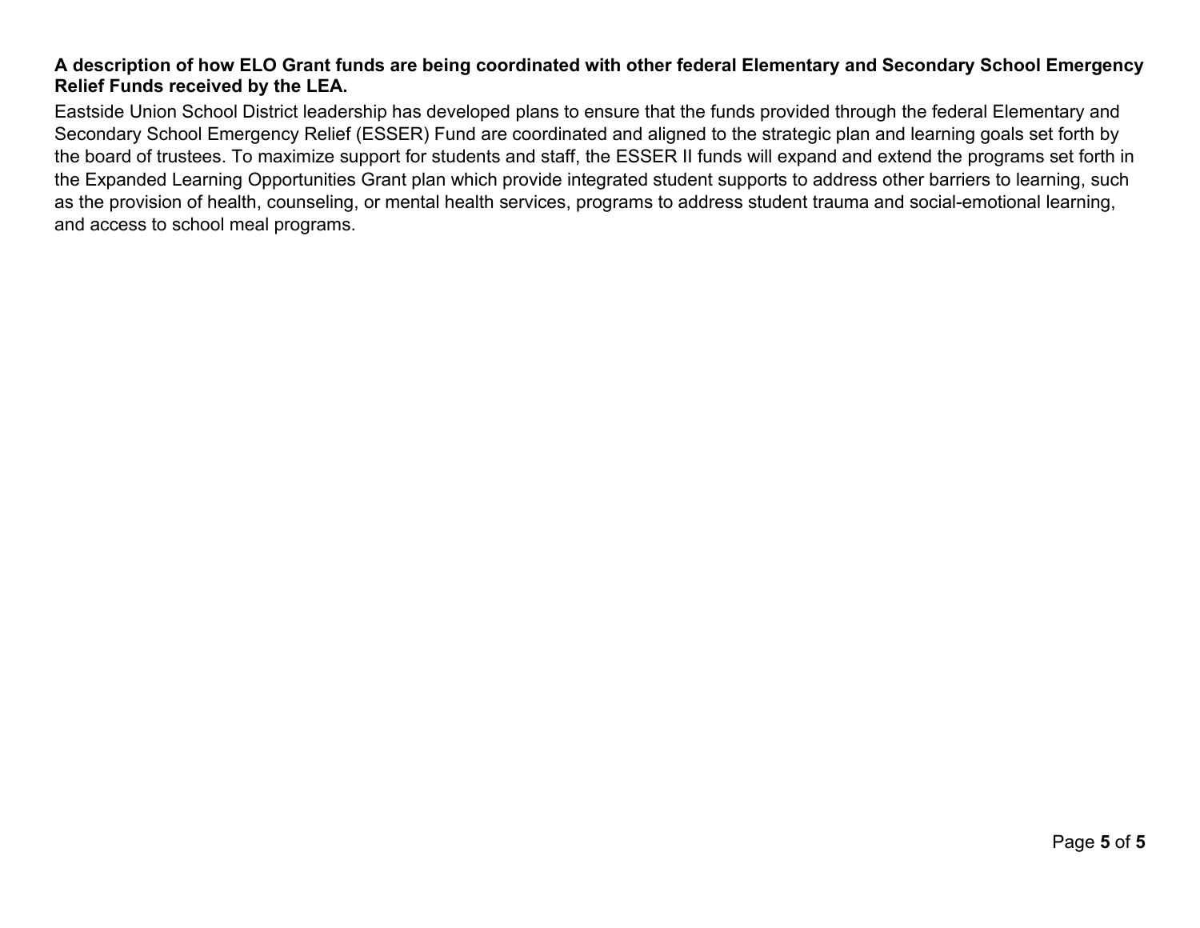**A description of how ELO Grant funds are being coordinated with other federal Elementary and Secondary School Emergency Relief Funds received by the LEA.**

Eastside Union School District leadership has developed plans to ensure that the funds provided through the federal Elementary and Secondary School Emergency Relief (ESSER) Fund are coordinated and aligned to the strategic plan and learning goals set forth by the board of trustees. To maximize support for students and staff, the ESSER II funds will expand and extend the programs set forth in the Expanded Learning Opportunities Grant plan which provide integrated student supports to address other barriers to learning, such as the provision of health, counseling, or mental health services, programs to address student trauma and social-emotional learning, and access to school meal programs.